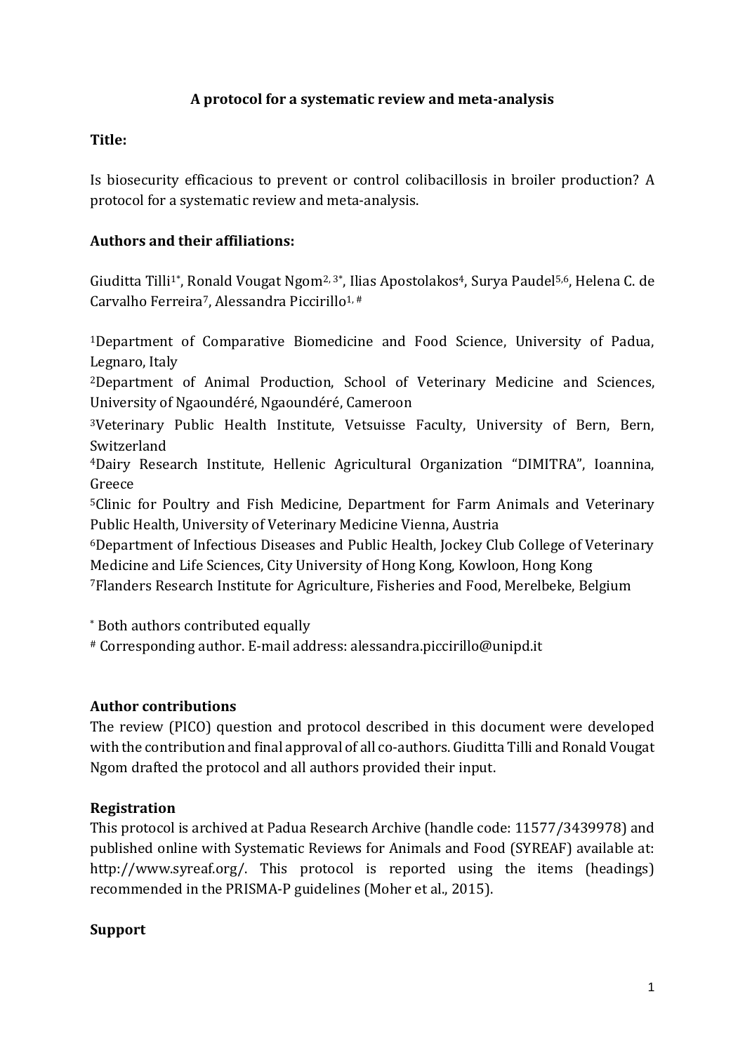**A protocol for a systematic review and meta-analysis**

**Title:**

Is biosecurity efficacious to prevent or control colibacillosis in broiler production? A protocol for a systematic review and meta-analysis.

**Authors and their affiliations:**

Giuditta Tilli[1*], Ronald Vougat Ngom[2,3*], Ilias Apostolakos[4], Surya Paudel[5,6], Helena C. de Carvalho Ferreira[7], Alessandra Piccirillo[1,#]

[1]Department of Comparative Biomedicine and Food Science, University of Padua, Legnaro, Italy

[2]Department of Animal Production, School of Veterinary Medicine and Sciences, University of Ngaoundéré, Ngaoundéré, Cameroon

[3]Veterinary Public Health Institute, Vetsuisse Faculty, University of Bern, Bern, Switzerland

[4]Dairy Research Institute, Hellenic Agricultural Organization "DIMITRA", Ioannina, Greece

[5]Clinic for Poultry and Fish Medicine, Department for Farm Animals and Veterinary Public Health, University of Veterinary Medicine Vienna, Austria

[6]Department of Infectious Diseases and Public Health, Jockey Club College of Veterinary Medicine and Life Sciences, City University of Hong Kong, Kowloon, Hong Kong

[7]Flanders Research Institute for Agriculture, Fisheries and Food, Merelbeke, Belgium

[*] Both authors contributed equally

[#] Corresponding author. E-mail address: alessandra.piccirillo@unipd.it

**Author contributions**

The review (PICO) question and protocol described in this document were developed with the contribution and final approval of all co-authors. Giuditta Tilli and Ronald Vougat Ngom drafted the protocol and all authors provided their input.

**Registration**

This protocol is archived at Padua Research Archive (handle code: 11577/3439978) and published online with Systematic Reviews for Animals and Food (SYREAF) available at: http://www.syreaf.org/. This protocol is reported using the items (headings) recommended in the PRISMA-P guidelines (Moher et al., 2015).

**Support**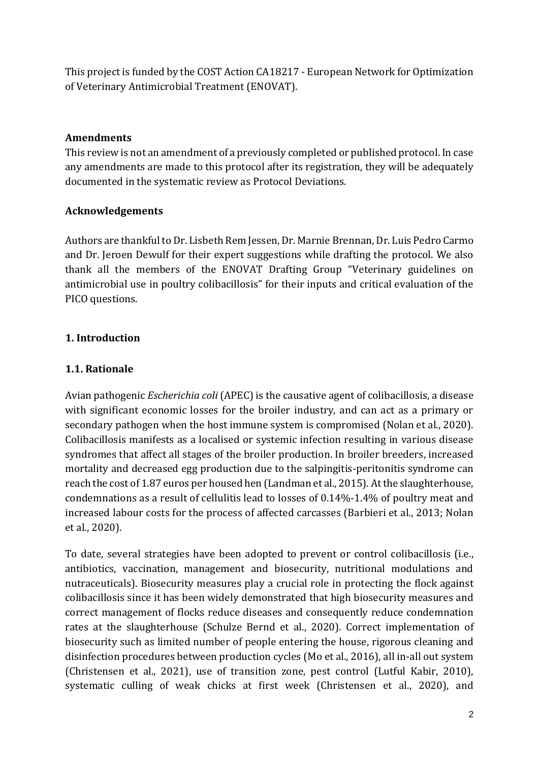This project is funded by the COST Action CA18217 - European Network for Optimization of Veterinary Antimicrobial Treatment (ENOVAT).

**Amendments**

This review is not an amendment of a previously completed or published protocol. In case any amendments are made to this protocol after its registration, they will be adequately documented in the systematic review as Protocol Deviations.

**Acknowledgements**

Authors are thankful to Dr. Lisbeth Rem Jessen, Dr. Marnie Brennan, Dr. Luis Pedro Carmo and Dr. Jeroen Dewulf for their expert suggestions while drafting the protocol. We also thank all the members of the ENOVAT Drafting Group "Veterinary guidelines on antimicrobial use in poultry colibacillosis" for their inputs and critical evaluation of the PICO questions.

## 1. Introduction

### 1.1. Rationale

Avian pathogenic *Escherichia coli* (APEC) is the causative agent of colibacillosis, a disease with significant economic losses for the broiler industry, and can act as a primary or secondary pathogen when the host immune system is compromised (Nolan et al., 2020). Colibacillosis manifests as a localised or systemic infection resulting in various disease syndromes that affect all stages of the broiler production. In broiler breeders, increased mortality and decreased egg production due to the salpingitis-peritonitis syndrome can reach the cost of 1.87 euros per housed hen (Landman et al., 2015). At the slaughterhouse, condemnations as a result of cellulitis lead to losses of 0.14%-1.4% of poultry meat and increased labour costs for the process of affected carcasses (Barbieri et al., 2013; Nolan et al., 2020).

To date, several strategies have been adopted to prevent or control colibacillosis (i.e., antibiotics, vaccination, management and biosecurity, nutritional modulations and nutraceuticals). Biosecurity measures play a crucial role in protecting the flock against colibacillosis since it has been widely demonstrated that high biosecurity measures and correct management of flocks reduce diseases and consequently reduce condemnation rates at the slaughterhouse (Schulze Bernd et al., 2020). Correct implementation of biosecurity such as limited number of people entering the house, rigorous cleaning and disinfection procedures between production cycles (Mo et al., 2016), all in-all out system (Christensen et al., 2021), use of transition zone, pest control (Lutful Kabir, 2010), systematic culling of weak chicks at first week (Christensen et al., 2020), and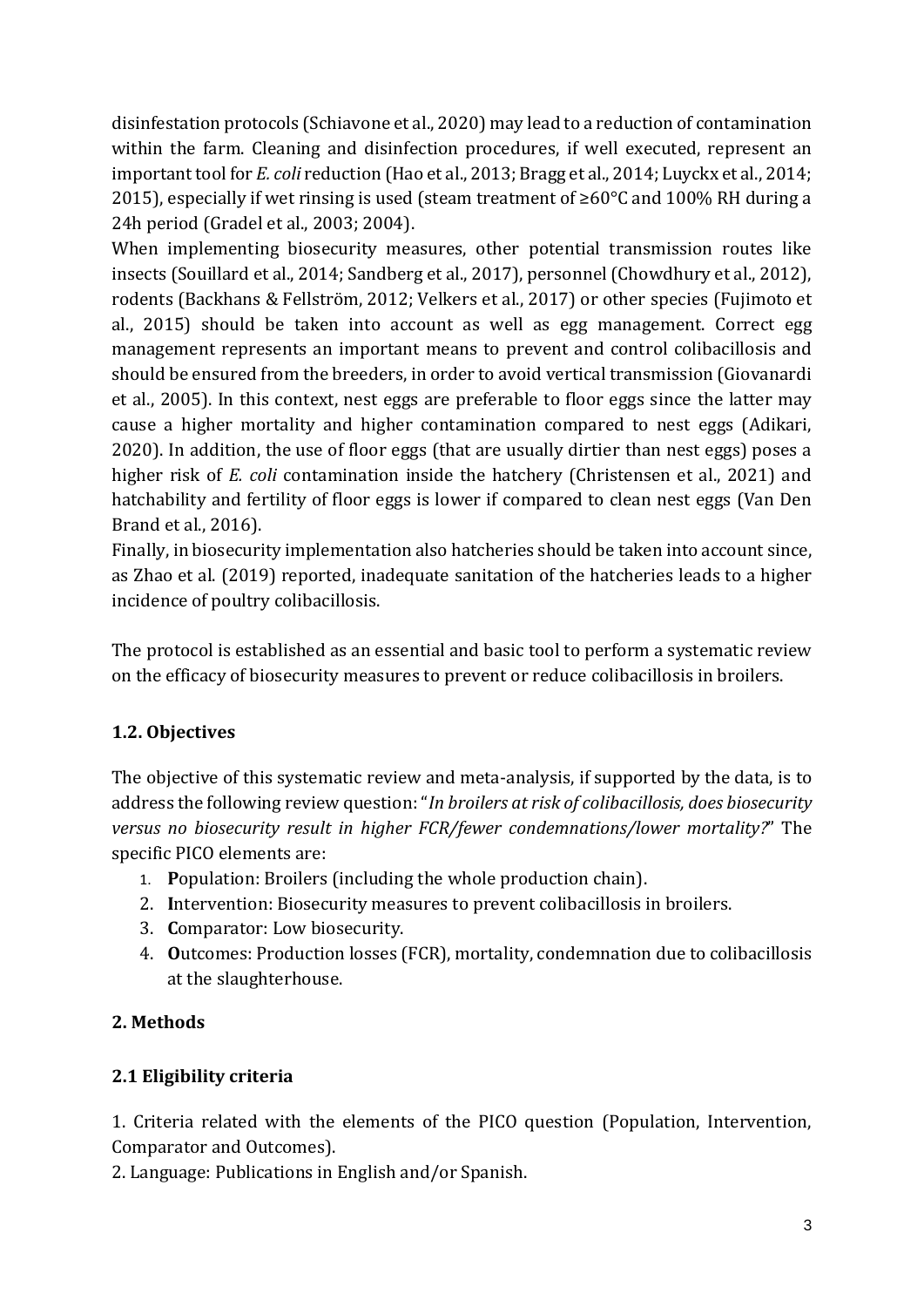disinfestation protocols (Schiavone et al., 2020) may lead to a reduction of contamination within the farm. Cleaning and disinfection procedures, if well executed, represent an important tool for *E. coli* reduction (Hao et al., 2013; Bragg et al., 2014; Luyckx et al., 2014; 2015), especially if wet rinsing is used (steam treatment of ≥60°C and 100% RH during a 24h period (Gradel et al., 2003; 2004).

When implementing biosecurity measures, other potential transmission routes like insects (Souillard et al., 2014; Sandberg et al., 2017), personnel (Chowdhury et al., 2012), rodents (Backhans & Fellström, 2012; Velkers et al., 2017) or other species (Fujimoto et al., 2015) should be taken into account as well as egg management. Correct egg management represents an important means to prevent and control colibacillosis and should be ensured from the breeders, in order to avoid vertical transmission (Giovanardi et al., 2005). In this context, nest eggs are preferable to floor eggs since the latter may cause a higher mortality and higher contamination compared to nest eggs (Adikari, 2020). In addition, the use of floor eggs (that are usually dirtier than nest eggs) poses a higher risk of *E. coli* contamination inside the hatchery (Christensen et al., 2021) and hatchability and fertility of floor eggs is lower if compared to clean nest eggs (Van Den Brand et al., 2016).

Finally, in biosecurity implementation also hatcheries should be taken into account since, as Zhao et al. (2019) reported, inadequate sanitation of the hatcheries leads to a higher incidence of poultry colibacillosis.

The protocol is established as an essential and basic tool to perform a systematic review on the efficacy of biosecurity measures to prevent or reduce colibacillosis in broilers.

### 1.2. Objectives

The objective of this systematic review and meta-analysis, if supported by the data, is to address the following review question: "*In broilers at risk of colibacillosis, does biosecurity versus no biosecurity result in higher FCR/fewer condemnations/lower mortality?*" The specific PICO elements are:

1. **P**opulation: Broilers (including the whole production chain).
2. **I**ntervention: Biosecurity measures to prevent colibacillosis in broilers.
3. **C**omparator: Low biosecurity.
4. **O**utcomes: Production losses (FCR), mortality, condemnation due to colibacillosis at the slaughterhouse.

## 2. Methods

### 2.1 Eligibility criteria

1. Criteria related with the elements of the PICO question (Population, Intervention, Comparator and Outcomes).
2. Language: Publications in English and/or Spanish.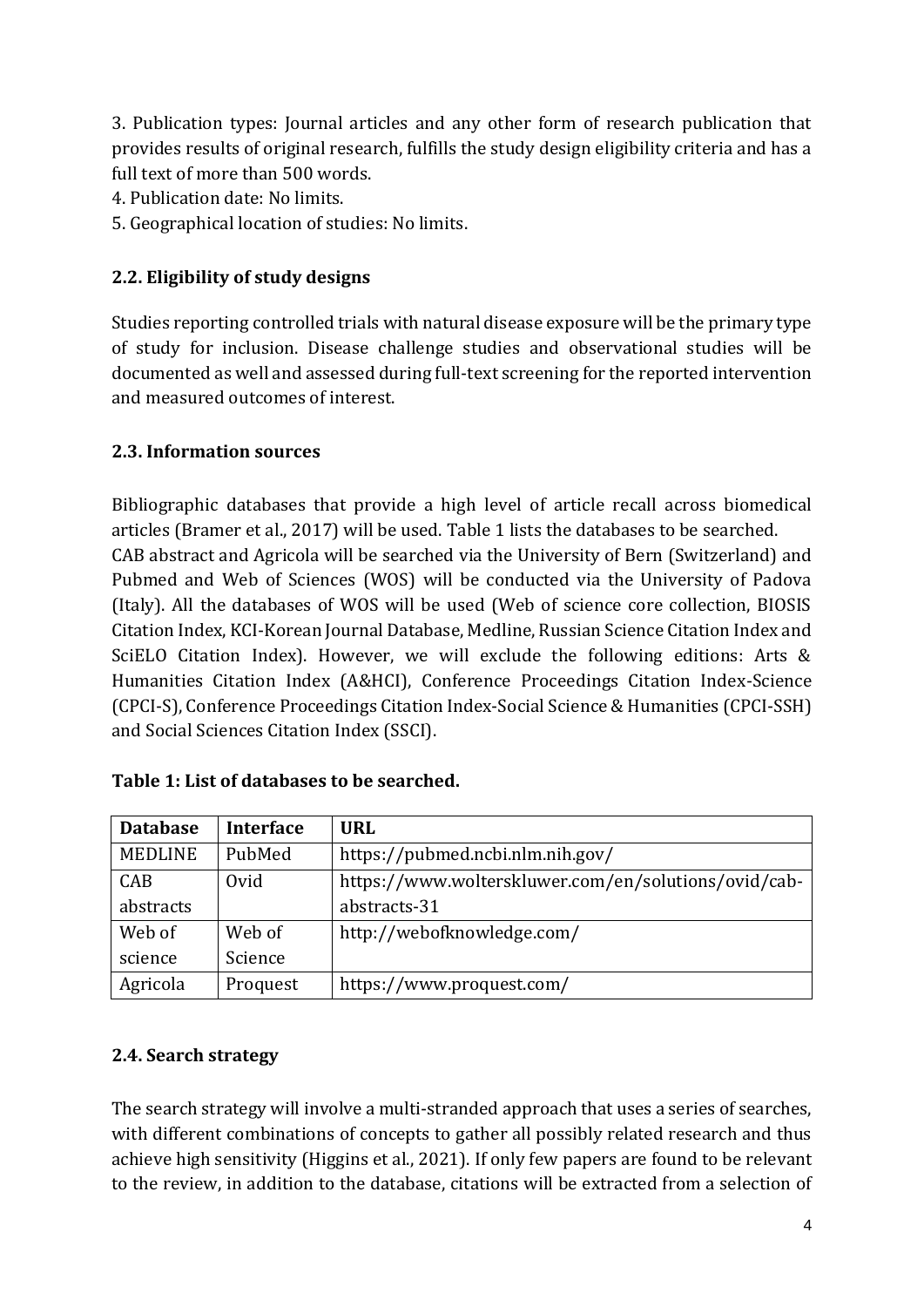3. Publication types: Journal articles and any other form of research publication that provides results of original research, fulfills the study design eligibility criteria and has a full text of more than 500 words.
4. Publication date: No limits.
5. Geographical location of studies: No limits.

### 2.2. Eligibility of study designs

Studies reporting controlled trials with natural disease exposure will be the primary type of study for inclusion. Disease challenge studies and observational studies will be documented as well and assessed during full-text screening for the reported intervention and measured outcomes of interest.

### 2.3. Information sources

Bibliographic databases that provide a high level of article recall across biomedical articles (Bramer et al., 2017) will be used. Table 1 lists the databases to be searched.
CAB abstract and Agricola will be searched via the University of Bern (Switzerland) and Pubmed and Web of Sciences (WOS) will be conducted via the University of Padova (Italy). All the databases of WOS will be used (Web of science core collection, BIOSIS Citation Index, KCI-Korean Journal Database, Medline, Russian Science Citation Index and SciELO Citation Index). However, we will exclude the following editions: Arts & Humanities Citation Index (A&HCI), Conference Proceedings Citation Index-Science (CPCI-S), Conference Proceedings Citation Index-Social Science & Humanities (CPCI-SSH) and Social Sciences Citation Index (SSCI).

**Table 1: List of databases to be searched.**

| Database | Interface | URL |
|---|---|---|
| MEDLINE | PubMed | https://pubmed.ncbi.nlm.nih.gov/ |
| CAB abstracts | Ovid | https://www.wolterskluwer.com/en/solutions/ovid/cab-abstracts-31 |
| Web of science | Web of Science | http://webofknowledge.com/ |
| Agricola | Proquest | https://www.proquest.com/ |

### 2.4. Search strategy

The search strategy will involve a multi-stranded approach that uses a series of searches, with different combinations of concepts to gather all possibly related research and thus achieve high sensitivity (Higgins et al., 2021). If only few papers are found to be relevant to the review, in addition to the database, citations will be extracted from a selection of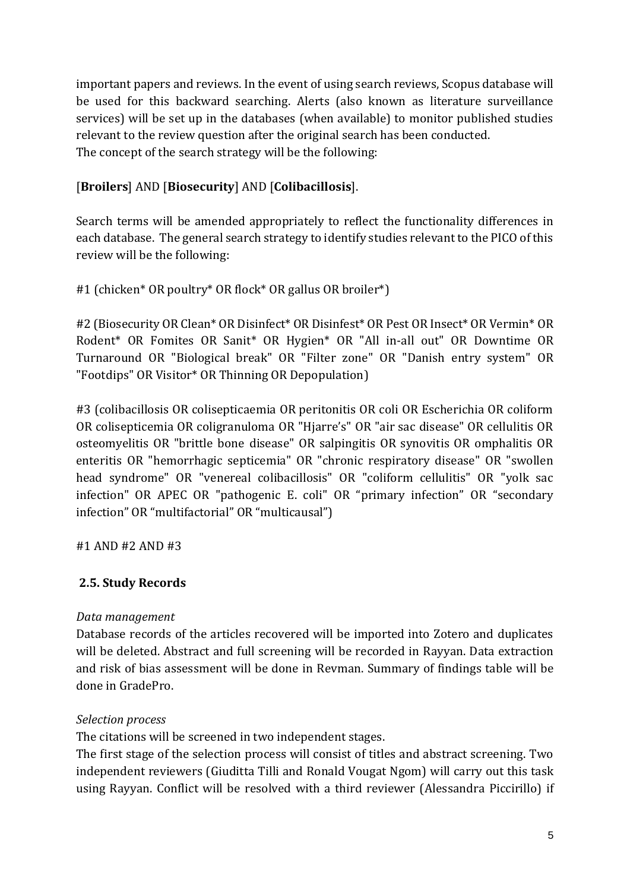important papers and reviews. In the event of using search reviews, Scopus database will be used for this backward searching. Alerts (also known as literature surveillance services) will be set up in the databases (when available) to monitor published studies relevant to the review question after the original search has been conducted.
The concept of the search strategy will be the following:

[**Broilers**] AND [**Biosecurity**] AND [**Colibacillosis**].

Search terms will be amended appropriately to reflect the functionality differences in each database. The general search strategy to identify studies relevant to the PICO of this review will be the following:

#1 (chicken* OR poultry* OR flock* OR gallus OR broiler*)

#2 (Biosecurity OR Clean* OR Disinfect* OR Disinfest* OR Pest OR Insect* OR Vermin* OR Rodent* OR Fomites OR Sanit* OR Hygien* OR "All in-all out" OR Downtime OR Turnaround OR "Biological break" OR "Filter zone" OR "Danish entry system" OR "Footdips" OR Visitor* OR Thinning OR Depopulation)

#3 (colibacillosis OR colisepticaemia OR peritonitis OR coli OR Escherichia OR coliform OR colisepticemia OR coligranuloma OR "Hjarre's" OR "air sac disease" OR cellulitis OR osteomyelitis OR "brittle bone disease" OR salpingitis OR synovitis OR omphalitis OR enteritis OR "hemorrhagic septicemia" OR "chronic respiratory disease" OR "swollen head syndrome" OR "venereal colibacillosis" OR "coliform cellulitis" OR "yolk sac infection" OR APEC OR "pathogenic E. coli" OR "primary infection" OR "secondary infection" OR "multifactorial" OR "multicausal")

#1 AND #2 AND #3

### 2.5. Study Records

*Data management*

Database records of the articles recovered will be imported into Zotero and duplicates will be deleted. Abstract and full screening will be recorded in Rayyan. Data extraction and risk of bias assessment will be done in Revman. Summary of findings table will be done in GradePro.

*Selection process*

The citations will be screened in two independent stages.
The first stage of the selection process will consist of titles and abstract screening. Two independent reviewers (Giuditta Tilli and Ronald Vougat Ngom) will carry out this task using Rayyan. Conflict will be resolved with a third reviewer (Alessandra Piccirillo) if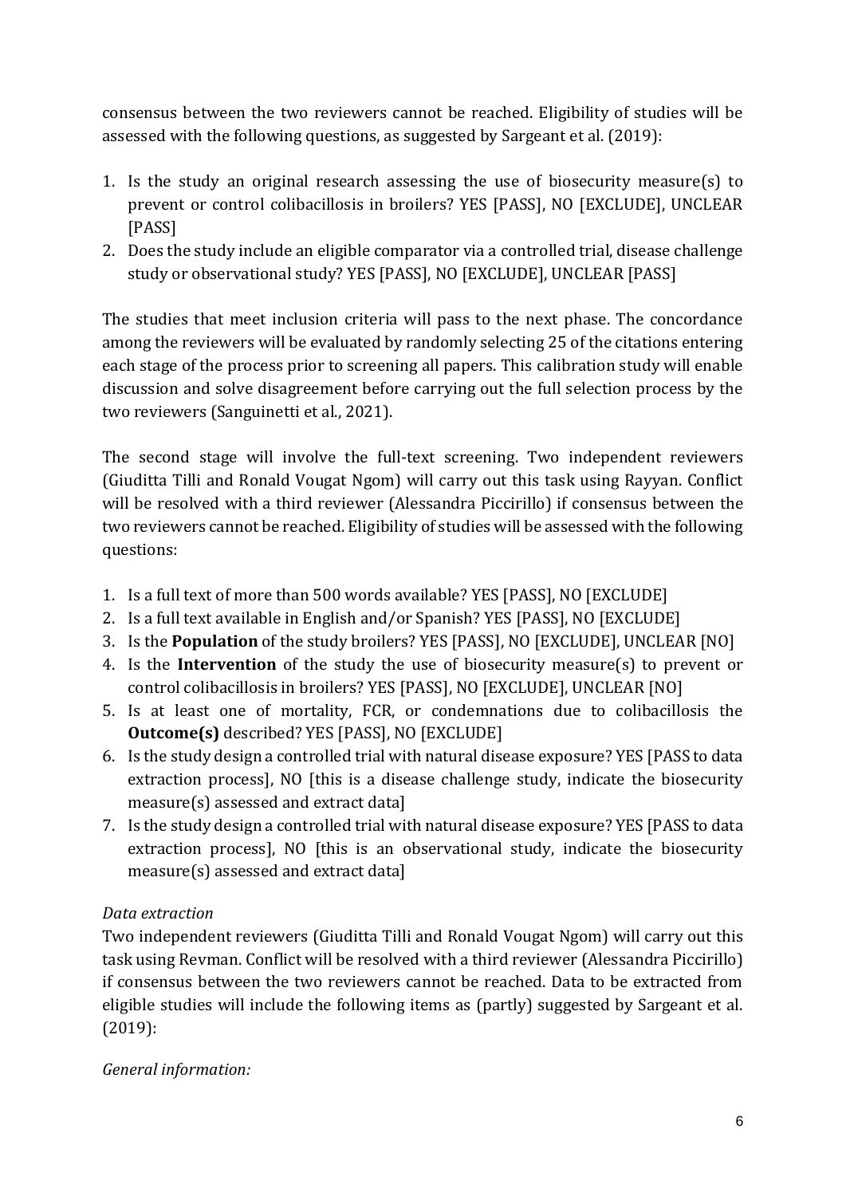consensus between the two reviewers cannot be reached. Eligibility of studies will be assessed with the following questions, as suggested by Sargeant et al. (2019):

1. Is the study an original research assessing the use of biosecurity measure(s) to prevent or control colibacillosis in broilers? YES [PASS], NO [EXCLUDE], UNCLEAR [PASS]
2. Does the study include an eligible comparator via a controlled trial, disease challenge study or observational study? YES [PASS], NO [EXCLUDE], UNCLEAR [PASS]

The studies that meet inclusion criteria will pass to the next phase. The concordance among the reviewers will be evaluated by randomly selecting 25 of the citations entering each stage of the process prior to screening all papers. This calibration study will enable discussion and solve disagreement before carrying out the full selection process by the two reviewers (Sanguinetti et al., 2021).

The second stage will involve the full-text screening. Two independent reviewers (Giuditta Tilli and Ronald Vougat Ngom) will carry out this task using Rayyan. Conflict will be resolved with a third reviewer (Alessandra Piccirillo) if consensus between the two reviewers cannot be reached. Eligibility of studies will be assessed with the following questions:

1. Is a full text of more than 500 words available? YES [PASS], NO [EXCLUDE]
2. Is a full text available in English and/or Spanish? YES [PASS], NO [EXCLUDE]
3. Is the **Population** of the study broilers? YES [PASS], NO [EXCLUDE], UNCLEAR [NO]
4. Is the **Intervention** of the study the use of biosecurity measure(s) to prevent or control colibacillosis in broilers? YES [PASS], NO [EXCLUDE], UNCLEAR [NO]
5. Is at least one of mortality, FCR, or condemnations due to colibacillosis the **Outcome(s)** described? YES [PASS], NO [EXCLUDE]
6. Is the study design a controlled trial with natural disease exposure? YES [PASS to data extraction process], NO [this is a disease challenge study, indicate the biosecurity measure(s) assessed and extract data]
7. Is the study design a controlled trial with natural disease exposure? YES [PASS to data extraction process], NO [this is an observational study, indicate the biosecurity measure(s) assessed and extract data]

*Data extraction*

Two independent reviewers (Giuditta Tilli and Ronald Vougat Ngom) will carry out this task using Revman. Conflict will be resolved with a third reviewer (Alessandra Piccirillo) if consensus between the two reviewers cannot be reached. Data to be extracted from eligible studies will include the following items as (partly) suggested by Sargeant et al. (2019):

*General information:*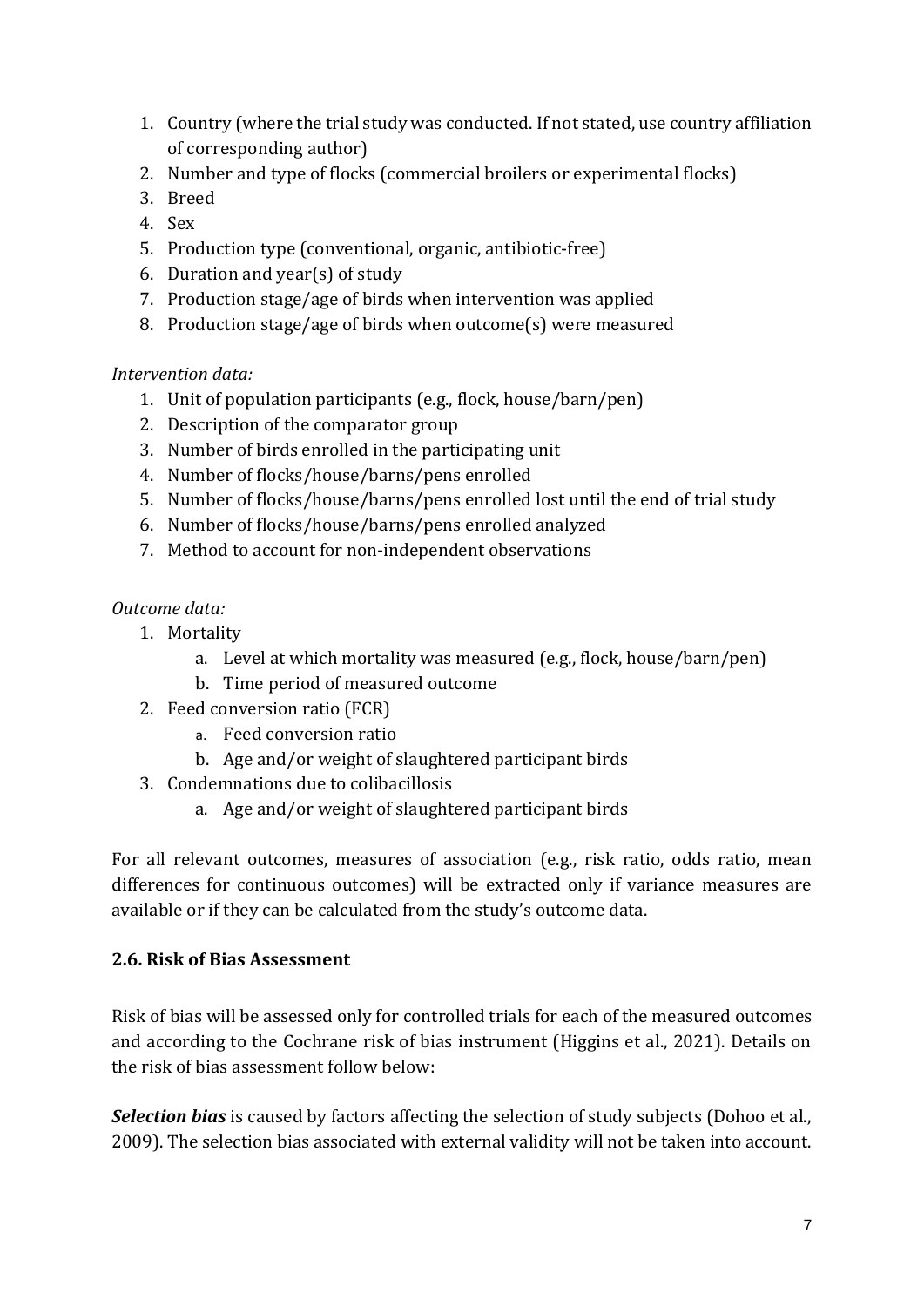1. Country (where the trial study was conducted. If not stated, use country affiliation of corresponding author)
2. Number and type of flocks (commercial broilers or experimental flocks)
3. Breed
4. Sex
5. Production type (conventional, organic, antibiotic-free)
6. Duration and year(s) of study
7. Production stage/age of birds when intervention was applied
8. Production stage/age of birds when outcome(s) were measured

*Intervention data:*

1. Unit of population participants (e.g., flock, house/barn/pen)
2. Description of the comparator group
3. Number of birds enrolled in the participating unit
4. Number of flocks/house/barns/pens enrolled
5. Number of flocks/house/barns/pens enrolled lost until the end of trial study
6. Number of flocks/house/barns/pens enrolled analyzed
7. Method to account for non-independent observations

*Outcome data:*

1. Mortality
    a. Level at which mortality was measured (e.g., flock, house/barn/pen)
    b. Time period of measured outcome
2. Feed conversion ratio (FCR)
    a. Feed conversion ratio
    b. Age and/or weight of slaughtered participant birds
3. Condemnations due to colibacillosis
    a. Age and/or weight of slaughtered participant birds

For all relevant outcomes, measures of association (e.g., risk ratio, odds ratio, mean differences for continuous outcomes) will be extracted only if variance measures are available or if they can be calculated from the study's outcome data.

### 2.6. Risk of Bias Assessment

Risk of bias will be assessed only for controlled trials for each of the measured outcomes and according to the Cochrane risk of bias instrument (Higgins et al., 2021). Details on the risk of bias assessment follow below:

***Selection bias*** is caused by factors affecting the selection of study subjects (Dohoo et al., 2009). The selection bias associated with external validity will not be taken into account.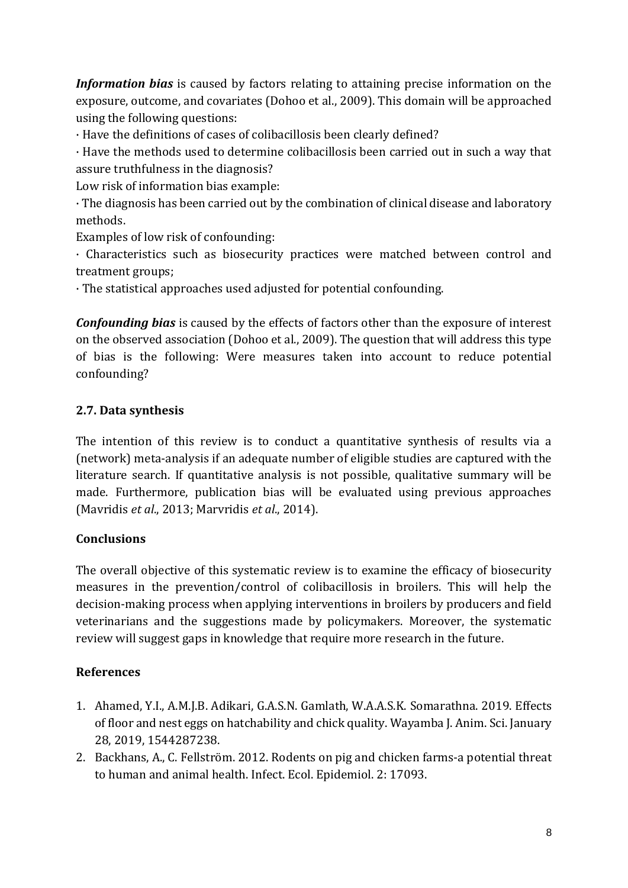***Information bias*** is caused by factors relating to attaining precise information on the exposure, outcome, and covariates (Dohoo et al., 2009). This domain will be approached using the following questions:

· Have the definitions of cases of colibacillosis been clearly defined?

· Have the methods used to determine colibacillosis been carried out in such a way that assure truthfulness in the diagnosis?

Low risk of information bias example:

· The diagnosis has been carried out by the combination of clinical disease and laboratory methods.

Examples of low risk of confounding:

· Characteristics such as biosecurity practices were matched between control and treatment groups;

· The statistical approaches used adjusted for potential confounding.

***Confounding bias*** is caused by the effects of factors other than the exposure of interest on the observed association (Dohoo et al., 2009). The question that will address this type of bias is the following: Were measures taken into account to reduce potential confounding?

### 2.7. Data synthesis

The intention of this review is to conduct a quantitative synthesis of results via a (network) meta-analysis if an adequate number of eligible studies are captured with the literature search. If quantitative analysis is not possible, qualitative summary will be made. Furthermore, publication bias will be evaluated using previous approaches (Mavridis *et al.*, 2013; Marvridis *et al.*, 2014).

## Conclusions

The overall objective of this systematic review is to examine the efficacy of biosecurity measures in the prevention/control of colibacillosis in broilers. This will help the decision-making process when applying interventions in broilers by producers and field veterinarians and the suggestions made by policymakers. Moreover, the systematic review will suggest gaps in knowledge that require more research in the future.

## References

1. Ahamed, Y.I., A.M.J.B. Adikari, G.A.S.N. Gamlath, W.A.A.S.K. Somarathna. 2019. Effects of floor and nest eggs on hatchability and chick quality. Wayamba J. Anim. Sci. January 28, 2019, 1544287238.
2. Backhans, A., C. Fellström. 2012. Rodents on pig and chicken farms-a potential threat to human and animal health. Infect. Ecol. Epidemiol. 2: 17093.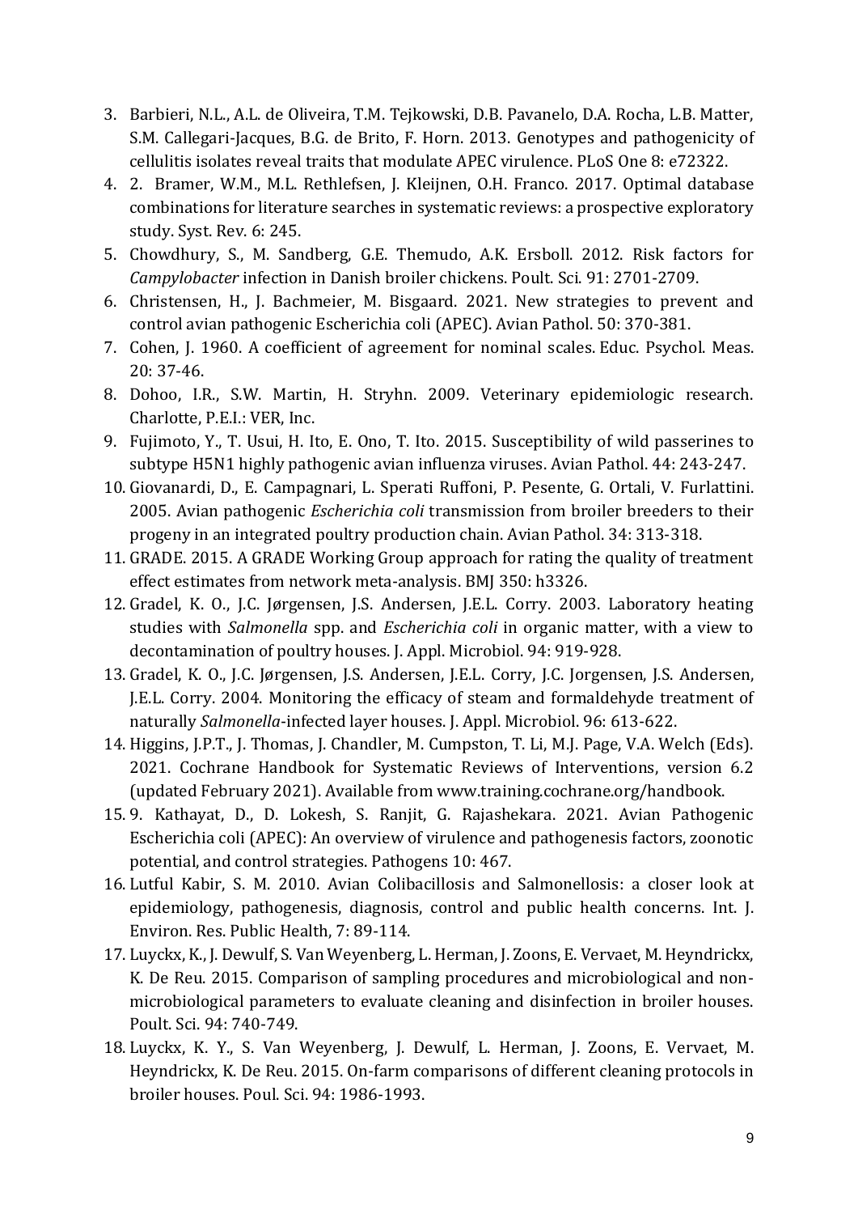3. Barbieri, N.L., A.L. de Oliveira, T.M. Tejkowski, D.B. Pavanelo, D.A. Rocha, L.B. Matter, S.M. Callegari-Jacques, B.G. de Brito, F. Horn. 2013. Genotypes and pathogenicity of cellulitis isolates reveal traits that modulate APEC virulence. PLoS One 8: e72322.
4. 2. Bramer, W.M., M.L. Rethlefsen, J. Kleijnen, O.H. Franco. 2017. Optimal database combinations for literature searches in systematic reviews: a prospective exploratory study. Syst. Rev. 6: 245.
5. Chowdhury, S., M. Sandberg, G.E. Themudo, A.K. Ersboll. 2012. Risk factors for *Campylobacter* infection in Danish broiler chickens. Poult. Sci. 91: 2701-2709.
6. Christensen, H., J. Bachmeier, M. Bisgaard. 2021. New strategies to prevent and control avian pathogenic Escherichia coli (APEC). Avian Pathol. 50: 370-381.
7. Cohen, J. 1960. A coefficient of agreement for nominal scales. Educ. Psychol. Meas. 20: 37-46.
8. Dohoo, I.R., S.W. Martin, H. Stryhn. 2009. Veterinary epidemiologic research. Charlotte, P.E.I.: VER, Inc.
9. Fujimoto, Y., T. Usui, H. Ito, E. Ono, T. Ito. 2015. Susceptibility of wild passerines to subtype H5N1 highly pathogenic avian influenza viruses. Avian Pathol. 44: 243-247.
10. Giovanardi, D., E. Campagnari, L. Sperati Ruffoni, P. Pesente, G. Ortali, V. Furlattini. 2005. Avian pathogenic *Escherichia coli* transmission from broiler breeders to their progeny in an integrated poultry production chain. Avian Pathol. 34: 313-318.
11. GRADE. 2015. A GRADE Working Group approach for rating the quality of treatment effect estimates from network meta-analysis. BMJ 350: h3326.
12. Gradel, K. O., J.C. Jørgensen, J.S. Andersen, J.E.L. Corry. 2003. Laboratory heating studies with *Salmonella* spp. and *Escherichia coli* in organic matter, with a view to decontamination of poultry houses. J. Appl. Microbiol. 94: 919-928.
13. Gradel, K. O., J.C. Jørgensen, J.S. Andersen, J.E.L. Corry, J.C. Jorgensen, J.S. Andersen, J.E.L. Corry. 2004. Monitoring the efficacy of steam and formaldehyde treatment of naturally *Salmonella*-infected layer houses. J. Appl. Microbiol. 96: 613-622.
14. Higgins, J.P.T., J. Thomas, J. Chandler, M. Cumpston, T. Li, M.J. Page, V.A. Welch (Eds). 2021. Cochrane Handbook for Systematic Reviews of Interventions, version 6.2 (updated February 2021). Available from www.training.cochrane.org/handbook.
15. 9. Kathayat, D., D. Lokesh, S. Ranjit, G. Rajashekara. 2021. Avian Pathogenic Escherichia coli (APEC): An overview of virulence and pathogenesis factors, zoonotic potential, and control strategies. Pathogens 10: 467.
16. Lutful Kabir, S. M. 2010. Avian Colibacillosis and Salmonellosis: a closer look at epidemiology, pathogenesis, diagnosis, control and public health concerns. Int. J. Environ. Res. Public Health, 7: 89-114.
17. Luyckx, K., J. Dewulf, S. Van Weyenberg, L. Herman, J. Zoons, E. Vervaet, M. Heyndrickx, K. De Reu. 2015. Comparison of sampling procedures and microbiological and non-microbiological parameters to evaluate cleaning and disinfection in broiler houses. Poult. Sci. 94: 740-749.
18. Luyckx, K. Y., S. Van Weyenberg, J. Dewulf, L. Herman, J. Zoons, E. Vervaet, M. Heyndrickx, K. De Reu. 2015. On-farm comparisons of different cleaning protocols in broiler houses. Poul. Sci. 94: 1986-1993.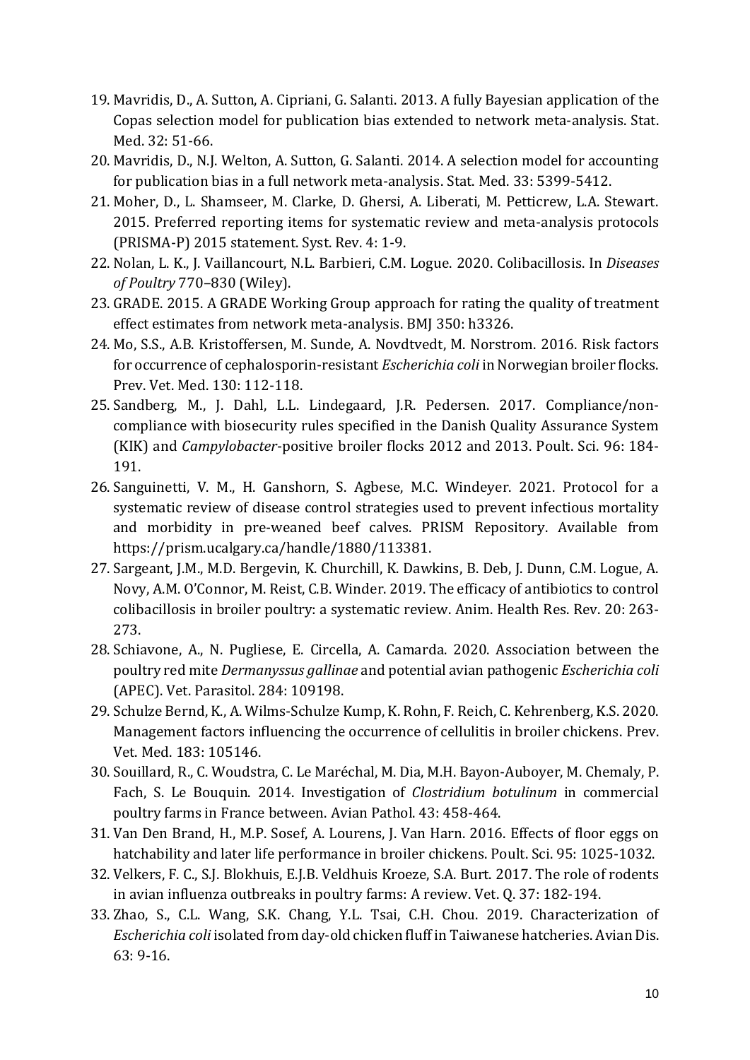19. Mavridis, D., A. Sutton, A. Cipriani, G. Salanti. 2013. A fully Bayesian application of the Copas selection model for publication bias extended to network meta-analysis. Stat. Med. 32: 51-66.
20. Mavridis, D., N.J. Welton, A. Sutton, G. Salanti. 2014. A selection model for accounting for publication bias in a full network meta-analysis. Stat. Med. 33: 5399-5412.
21. Moher, D., L. Shamseer, M. Clarke, D. Ghersi, A. Liberati, M. Petticrew, L.A. Stewart. 2015. Preferred reporting items for systematic review and meta-analysis protocols (PRISMA-P) 2015 statement. Syst. Rev. 4: 1-9.
22. Nolan, L. K., J. Vaillancourt, N.L. Barbieri, C.M. Logue. 2020. Colibacillosis. In *Diseases of Poultry* 770–830 (Wiley).
23. GRADE. 2015. A GRADE Working Group approach for rating the quality of treatment effect estimates from network meta-analysis. BMJ 350: h3326.
24. Mo, S.S., A.B. Kristoffersen, M. Sunde, A. Novdtvedt, M. Norstrom. 2016. Risk factors for occurrence of cephalosporin-resistant *Escherichia coli* in Norwegian broiler flocks. Prev. Vet. Med. 130: 112-118.
25. Sandberg, M., J. Dahl, L.L. Lindegaard, J.R. Pedersen. 2017. Compliance/non-compliance with biosecurity rules specified in the Danish Quality Assurance System (KIK) and *Campylobacter*-positive broiler flocks 2012 and 2013. Poult. Sci. 96: 184-191.
26. Sanguinetti, V. M., H. Ganshorn, S. Agbese, M.C. Windeyer. 2021. Protocol for a systematic review of disease control strategies used to prevent infectious mortality and morbidity in pre-weaned beef calves. PRISM Repository. Available from https://prism.ucalgary.ca/handle/1880/113381.
27. Sargeant, J.M., M.D. Bergevin, K. Churchill, K. Dawkins, B. Deb, J. Dunn, C.M. Logue, A. Novy, A.M. O'Connor, M. Reist, C.B. Winder. 2019. The efficacy of antibiotics to control colibacillosis in broiler poultry: a systematic review. Anim. Health Res. Rev. 20: 263-273.
28. Schiavone, A., N. Pugliese, E. Circella, A. Camarda. 2020. Association between the poultry red mite *Dermanyssus gallinae* and potential avian pathogenic *Escherichia coli* (APEC). Vet. Parasitol. 284: 109198.
29. Schulze Bernd, K., A. Wilms-Schulze Kump, K. Rohn, F. Reich, C. Kehrenberg, K.S. 2020. Management factors influencing the occurrence of cellulitis in broiler chickens. Prev. Vet. Med. 183: 105146.
30. Souillard, R., C. Woudstra, C. Le Maréchal, M. Dia, M.H. Bayon-Auboyer, M. Chemaly, P. Fach, S. Le Bouquin. 2014. Investigation of *Clostridium botulinum* in commercial poultry farms in France between. Avian Pathol. 43: 458-464.
31. Van Den Brand, H., M.P. Sosef, A. Lourens, J. Van Harn. 2016. Effects of floor eggs on hatchability and later life performance in broiler chickens. Poult. Sci. 95: 1025-1032.
32. Velkers, F. C., S.J. Blokhuis, E.J.B. Veldhuis Kroeze, S.A. Burt. 2017. The role of rodents in avian influenza outbreaks in poultry farms: A review. Vet. Q. 37: 182-194.
33. Zhao, S., C.L. Wang, S.K. Chang, Y.L. Tsai, C.H. Chou. 2019. Characterization of *Escherichia coli* isolated from day-old chicken fluff in Taiwanese hatcheries. Avian Dis. 63: 9-16.